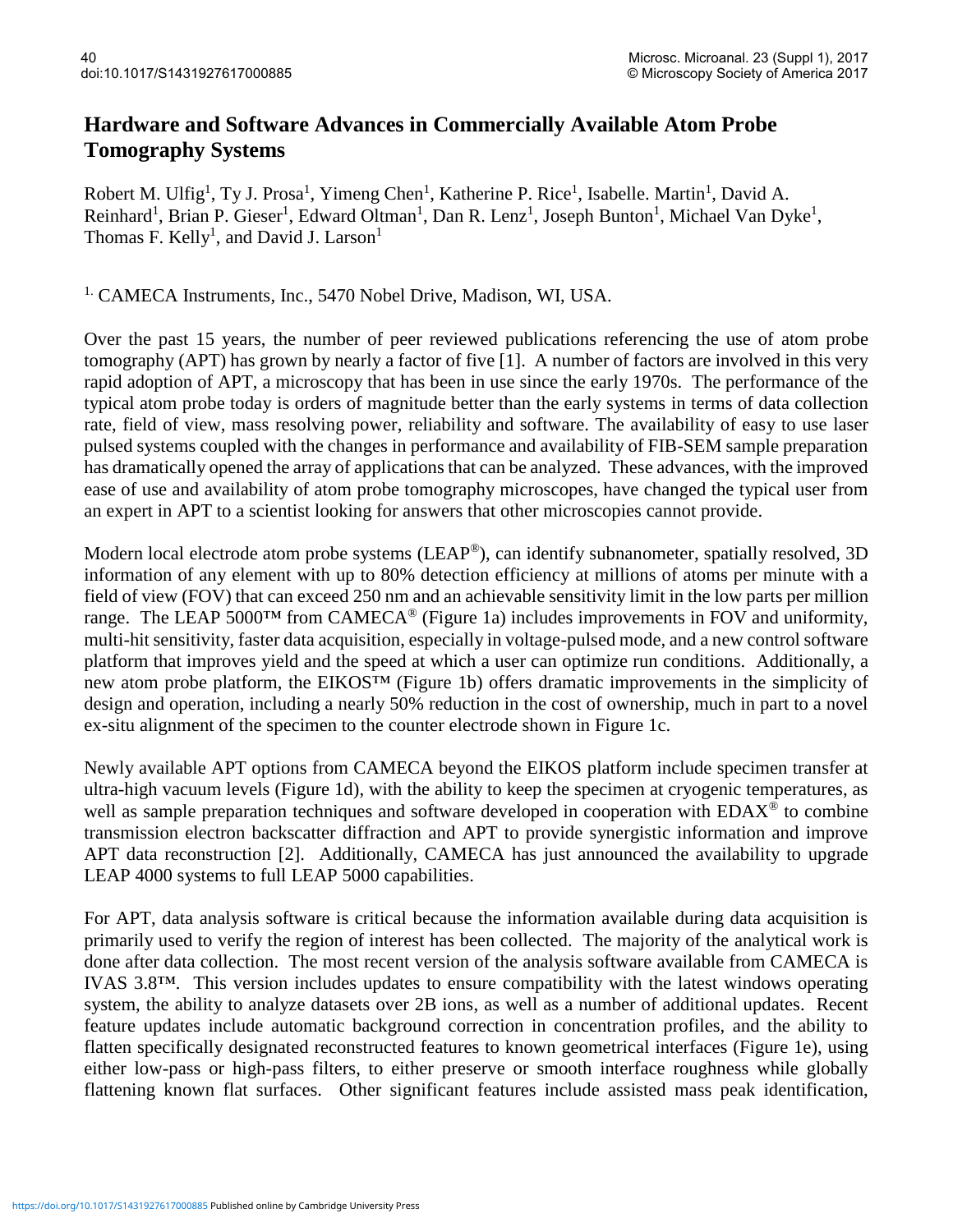# Hardware and Software Advances in Commercially Available Atom Probe Tomography Systems

Robert M. Ulfig[1], Ty J. Prosa[1], Yimeng Chen[1], Katherine P. Rice[1], Isabelle. Martin[1], David A. Reinhard[1], Brian P. Gieser[1], Edward Oltman[1], Dan R. Lenz[1], Joseph Bunton[1], Michael Van Dyke[1], Thomas F. Kelly[1], and David J. Larson[1]

[1] CAMECA Instruments, Inc., 5470 Nobel Drive, Madison, WI, USA.

Over the past 15 years, the number of peer reviewed publications referencing the use of atom probe tomography (APT) has grown by nearly a factor of five [1]. A number of factors are involved in this very rapid adoption of APT, a microscopy that has been in use since the early 1970s. The performance of the typical atom probe today is orders of magnitude better than the early systems in terms of data collection rate, field of view, mass resolving power, reliability and software. The availability of easy to use laser pulsed systems coupled with the changes in performance and availability of FIB-SEM sample preparation has dramatically opened the array of applications that can be analyzed. These advances, with the improved ease of use and availability of atom probe tomography microscopes, have changed the typical user from an expert in APT to a scientist looking for answers that other microscopies cannot provide.

Modern local electrode atom probe systems (LEAP®), can identify subnanometer, spatially resolved, 3D information of any element with up to 80% detection efficiency at millions of atoms per minute with a field of view (FOV) that can exceed 250 nm and an achievable sensitivity limit in the low parts per million range. The LEAP 5000™ from CAMECA® (Figure 1a) includes improvements in FOV and uniformity, multi-hit sensitivity, faster data acquisition, especially in voltage-pulsed mode, and a new control software platform that improves yield and the speed at which a user can optimize run conditions. Additionally, a new atom probe platform, the EIKOS™ (Figure 1b) offers dramatic improvements in the simplicity of design and operation, including a nearly 50% reduction in the cost of ownership, much in part to a novel ex-situ alignment of the specimen to the counter electrode shown in Figure 1c.

Newly available APT options from CAMECA beyond the EIKOS platform include specimen transfer at ultra-high vacuum levels (Figure 1d), with the ability to keep the specimen at cryogenic temperatures, as well as sample preparation techniques and software developed in cooperation with EDAX® to combine transmission electron backscatter diffraction and APT to provide synergistic information and improve APT data reconstruction [2]. Additionally, CAMECA has just announced the availability to upgrade LEAP 4000 systems to full LEAP 5000 capabilities.

For APT, data analysis software is critical because the information available during data acquisition is primarily used to verify the region of interest has been collected. The majority of the analytical work is done after data collection. The most recent version of the analysis software available from CAMECA is IVAS 3.8™. This version includes updates to ensure compatibility with the latest windows operating system, the ability to analyze datasets over 2B ions, as well as a number of additional updates. Recent feature updates include automatic background correction in concentration profiles, and the ability to flatten specifically designated reconstructed features to known geometrical interfaces (Figure 1e), using either low-pass or high-pass filters, to either preserve or smooth interface roughness while globally flattening known flat surfaces. Other significant features include assisted mass peak identification,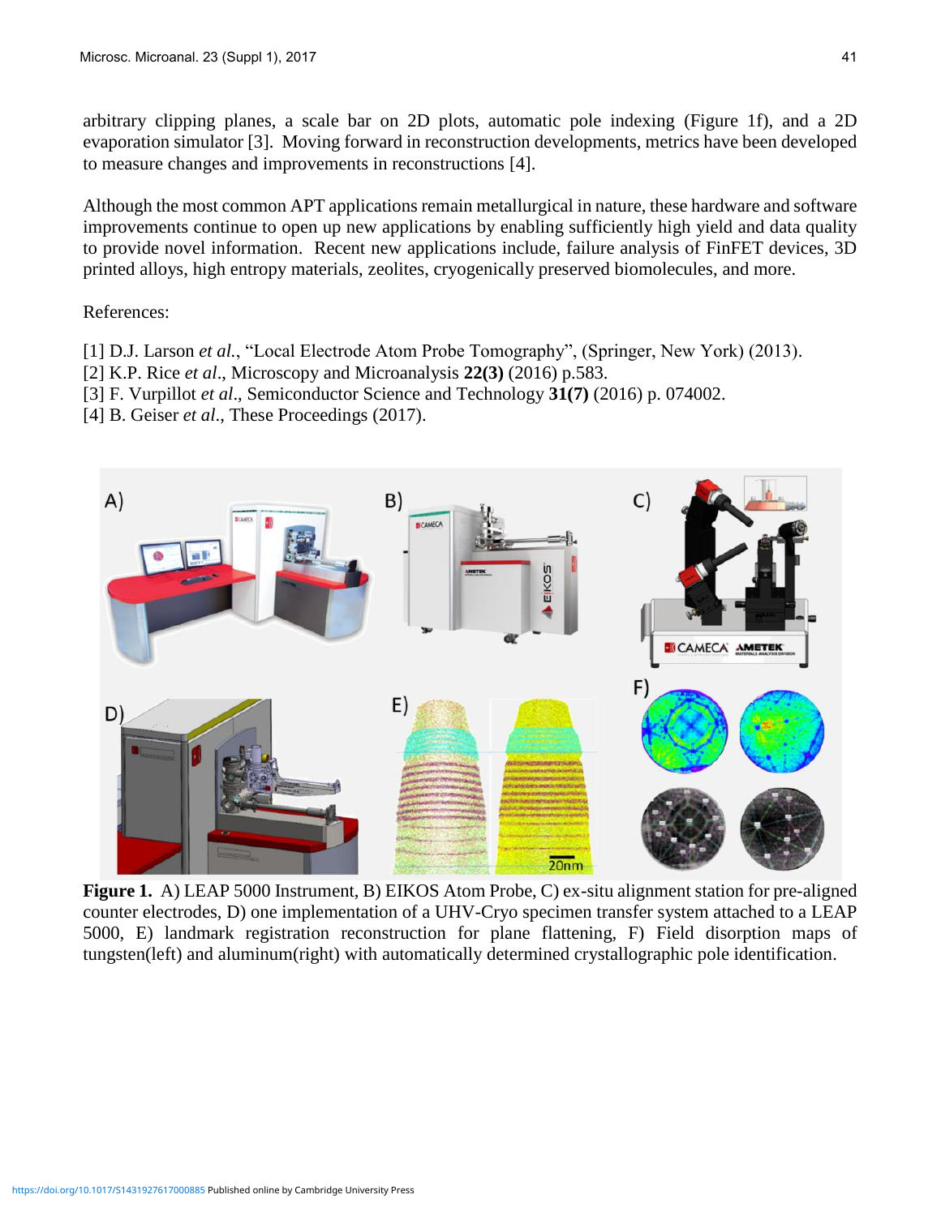arbitrary clipping planes, a scale bar on 2D plots, automatic pole indexing (Figure 1f), and a 2D evaporation simulator [3]. Moving forward in reconstruction developments, metrics have been developed to measure changes and improvements in reconstructions [4].

Although the most common APT applications remain metallurgical in nature, these hardware and software improvements continue to open up new applications by enabling sufficiently high yield and data quality to provide novel information. Recent new applications include, failure analysis of FinFET devices, 3D printed alloys, high entropy materials, zeolites, cryogenically preserved biomolecules, and more.

References:

[1] D.J. Larson *et al.*, "Local Electrode Atom Probe Tomography", (Springer, New York) (2013).
[2] K.P. Rice *et al*., Microscopy and Microanalysis **22(3)** (2016) p.583.
[3] F. Vurpillot *et al*., Semiconductor Science and Technology **31(7)** (2016) p. 074002.
[4] B. Geiser *et al*., These Proceedings (2017).

**Figure 1.** A) LEAP 5000 Instrument, B) EIKOS Atom Probe, C) ex-situ alignment station for pre-aligned counter electrodes, D) one implementation of a UHV-Cryo specimen transfer system attached to a LEAP 5000, E) landmark registration reconstruction for plane flattening, F) Field disorption maps of tungsten(left) and aluminum(right) with automatically determined crystallographic pole identification.